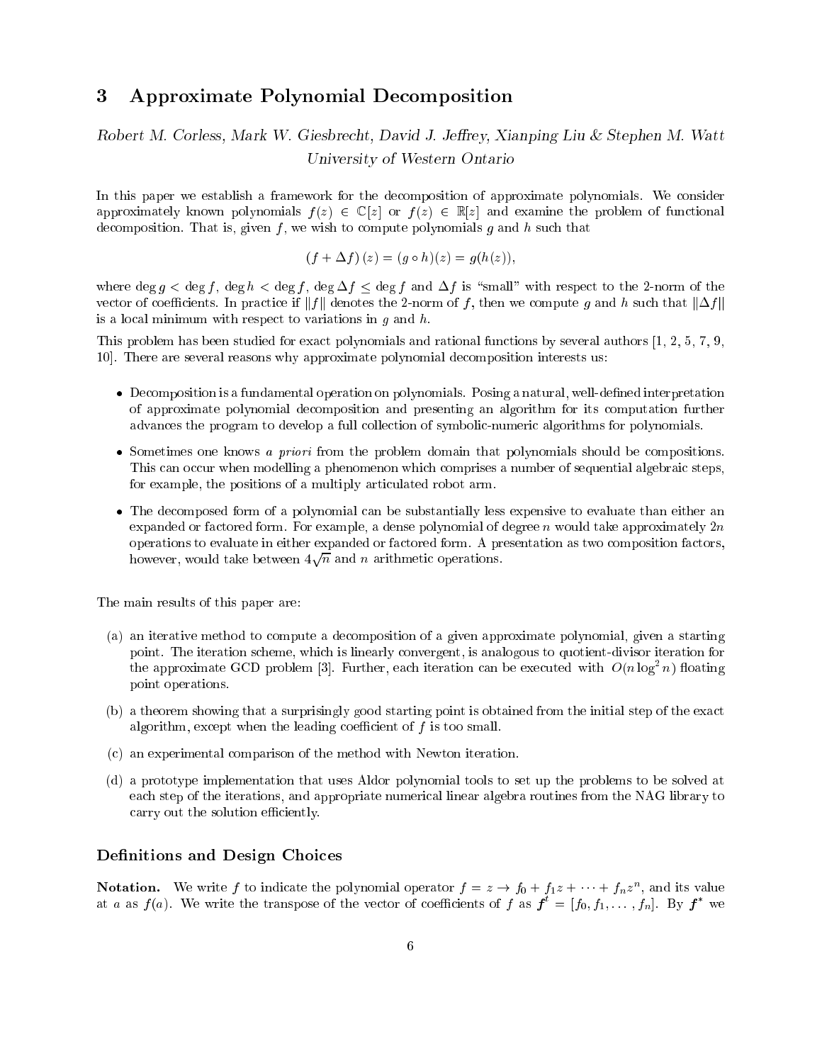## 3 Approximate Polynomial Decomposition

*Robert M. Corless, Mark W. Giesbrecht, David J. Jeffrey, Xianping Liu & Stephen M. Watt*
*University of Western Ontario*

In this paper we establish a framework for the decomposition of approximate polynomials. We consider approximately known polynomials $f(z) \in \mathbb{C}[z]$ or $f(z) \in \mathbb{R}[z]$ and examine the problem of functional decomposition. That is, given $f$, we wish to compute polynomials $g$ and $h$ such that

$$(f + \Delta f)(z) = (g \circ h)(z) = g(h(z)),$$

where $\deg g < \deg f$, $\deg h < \deg f$, $\deg \Delta f \leq \deg f$ and $\Delta f$ is "small" with respect to the 2-norm of the vector of coefficients. In practice if $\|f\|$ denotes the 2-norm of $f$, then we compute $g$ and $h$ such that $\|\Delta f\|$ is a local minimum with respect to variations in $g$ and $h$.

This problem has been studied for exact polynomials and rational functions by several authors [1, 2, 5, 7, 9, 10]. There are several reasons why approximate polynomial decomposition interests us:

- Decomposition is a fundamental operation on polynomials. Posing a natural, well-defined interpretation of approximate polynomial decomposition and presenting an algorithm for its computation further advances the program to develop a full collection of symbolic-numeric algorithms for polynomials.
- Sometimes one knows *a priori* from the problem domain that polynomials should be compositions. This can occur when modelling a phenomenon which comprises a number of sequential algebraic steps, for example, the positions of a multiply articulated robot arm.
- The decomposed form of a polynomial can be substantially less expensive to evaluate than either an expanded or factored form. For example, a dense polynomial of degree $n$ would take approximately $2n$ operations to evaluate in either expanded or factored form. A presentation as two composition factors, however, would take between $4\sqrt{n}$ and $n$ arithmetic operations.

The main results of this paper are:

(a) an iterative method to compute a decomposition of a given approximate polynomial, given a starting point. The iteration scheme, which is linearly convergent, is analogous to quotient-divisor iteration for the approximate GCD problem [3]. Further, each iteration can be executed with $O(n \log^2 n)$ floating point operations.

(b) a theorem showing that a surprisingly good starting point is obtained from the initial step of the exact algorithm, except when the leading coefficient of $f$ is too small.

(c) an experimental comparison of the method with Newton iteration.

(d) a prototype implementation that uses Aldor polynomial tools to set up the problems to be solved at each step of the iterations, and appropriate numerical linear algebra routines from the NAG library to carry out the solution efficiently.

### Definitions and Design Choices

**Notation.** We write $f$ to indicate the polynomial operator $f = z \to f_0 + f_1 z + \cdots + f_n z^n$, and its value at $a$ as $f(a)$. We write the transpose of the vector of coefficients of $f$ as $\boldsymbol{f}^t = [f_0, f_1, \ldots, f_n]$. By $\boldsymbol{f}^*$ we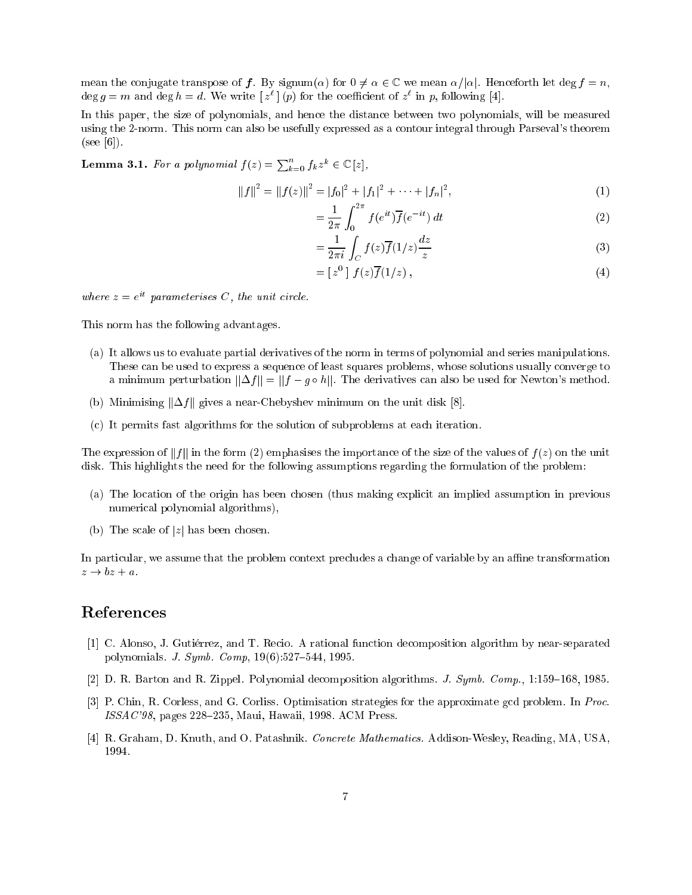mean the conjugate transpose of $\boldsymbol{f}$. By signum$(\alpha)$ for $0 \neq \alpha \in \mathbb{C}$ we mean $\alpha/|\alpha|$. Henceforth let $\deg f = n$, $\deg g = m$ and $\deg h = d$. We write $[\, z^{\ell} \,]\,(p)$ for the coefficient of $z^{\ell}$ in $p$, following [4].

In this paper, the size of polynomials, and hence the distance between two polynomials, will be measured using the 2-norm. This norm can also be usefully expressed as a contour integral through Parseval's theorem (see [6]).

**Lemma 3.1.** *For a polynomial* $f(z) = \sum_{k=0}^{n} f_k z^k \in \mathbb{C}[z]$,

$$
\begin{aligned}
\|f\|^2 = \|f(z)\|^2 &= |f_0|^2 + |f_1|^2 + \cdots + |f_n|^2, &(1)\\
&= \frac{1}{2\pi}\int_0^{2\pi} f(e^{it})\overline{f}(e^{-it})\,dt &(2)\\
&= \frac{1}{2\pi i}\int_C f(z)\overline{f}(1/z)\frac{dz}{z} &(3)\\
&= [\, z^0 \,]\ f(z)\overline{f}(1/z)\,, &(4)
\end{aligned}
$$

*where* $z = e^{it}$ *parameterises* $C$*, the unit circle.*

This norm has the following advantages.

(a) It allows us to evaluate partial derivatives of the norm in terms of polynomial and series manipulations. These can be used to express a sequence of least squares problems, whose solutions usually converge to a minimum perturbation $\|\Delta f\| = \|f - g \circ h\|$. The derivatives can also be used for Newton's method.

(b) Minimising $\|\Delta f\|$ gives a near-Chebyshev minimum on the unit disk [8].

(c) It permits fast algorithms for the solution of subproblems at each iteration.

The expression of $\|f\|$ in the form (2) emphasises the importance of the size of the values of $f(z)$ on the unit disk. This highlights the need for the following assumptions regarding the formulation of the problem:

(a) The location of the origin has been chosen (thus making explicit an implied assumption in previous numerical polynomial algorithms),

(b) The scale of $|z|$ has been chosen.

In particular, we assume that the problem context precludes a change of variable by an affine transformation $z \to bz + a$.

# References

[1] C. Alonso, J. Gutiérrez, and T. Recio. A rational function decomposition algorithm by near-separated polynomials. *J. Symb. Comp*, 19(6):527–544, 1995.

[2] D. R. Barton and R. Zippel. Polynomial decomposition algorithms. *J. Symb. Comp.*, 1:159–168, 1985.

[3] P. Chin, R. Corless, and G. Corliss. Optimisation strategies for the approximate gcd problem. In *Proc. ISSAC'98*, pages 228–235, Maui, Hawaii, 1998. ACM Press.

[4] R. Graham, D. Knuth, and O. Patashnik. *Concrete Mathematics*. Addison-Wesley, Reading, MA, USA, 1994.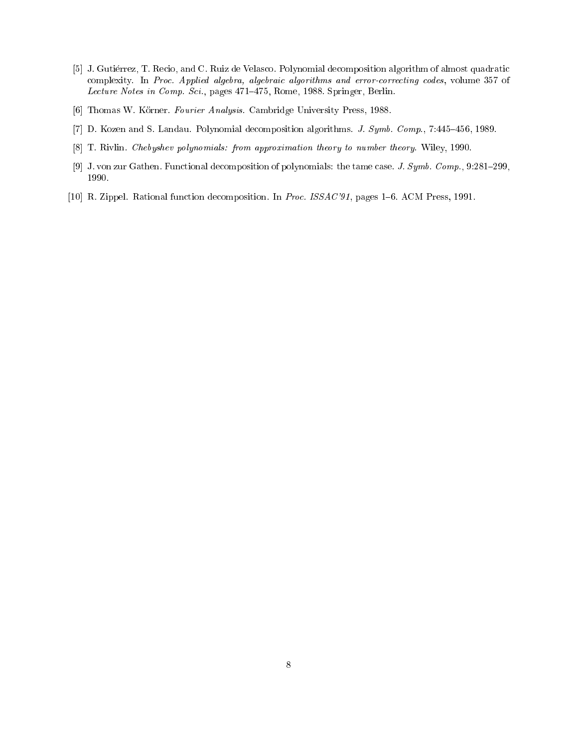[5] J. Gutiérrez, T. Recio, and C. Ruiz de Velasco. Polynomial decomposition algorithm of almost quadratic complexity. In *Proc. Applied algebra, algebraic algorithms and error-correcting codes*, volume 357 of *Lecture Notes in Comp. Sci.*, pages 471–475, Rome, 1988. Springer, Berlin.

[6] Thomas W. Körner. *Fourier Analysis*. Cambridge University Press, 1988.

[7] D. Kozen and S. Landau. Polynomial decomposition algorithms. *J. Symb. Comp.*, 7:445–456, 1989.

[8] T. Rivlin. *Chebyshev polynomials: from approximation theory to number theory*. Wiley, 1990.

[9] J. von zur Gathen. Functional decomposition of polynomials: the tame case. *J. Symb. Comp.*, 9:281–299, 1990.

[10] R. Zippel. Rational function decomposition. In *Proc. ISSAC'91*, pages 1–6. ACM Press, 1991.